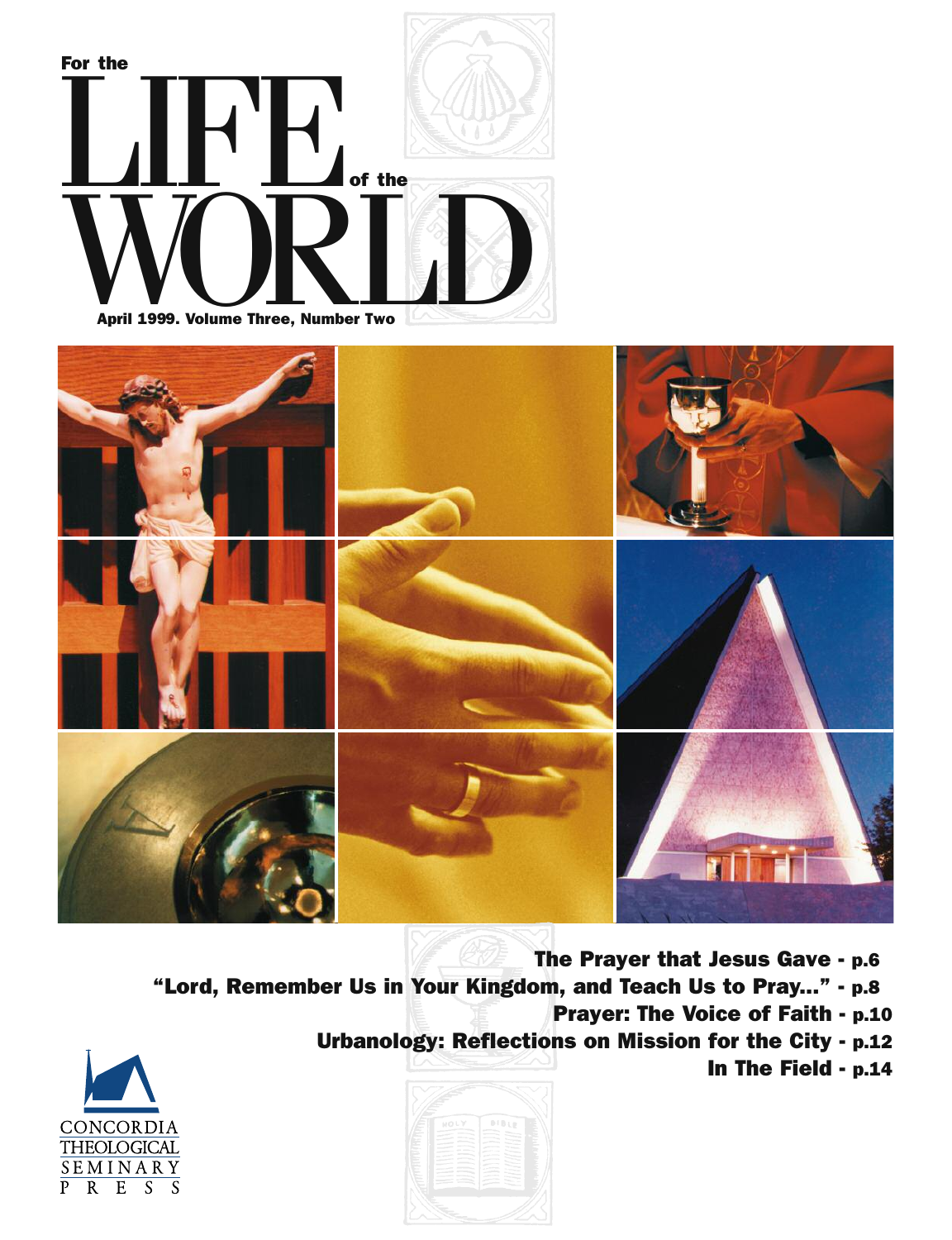# For the LIFE of the WORLD

April 1999. Volume Three, Number Two

**The Prayer that Jesus Gave - p.6**

**"Lord, Remember Us in Your Kingdom, and Teach Us to Pray..." - p.8**

**Prayer: The Voice of Faith - p.10**

**Urbanology: Reflections on Mission for the City - p.12**

**In The Field - p.14**

CONCORDIA THEOLOGICAL SEMINARY PRESS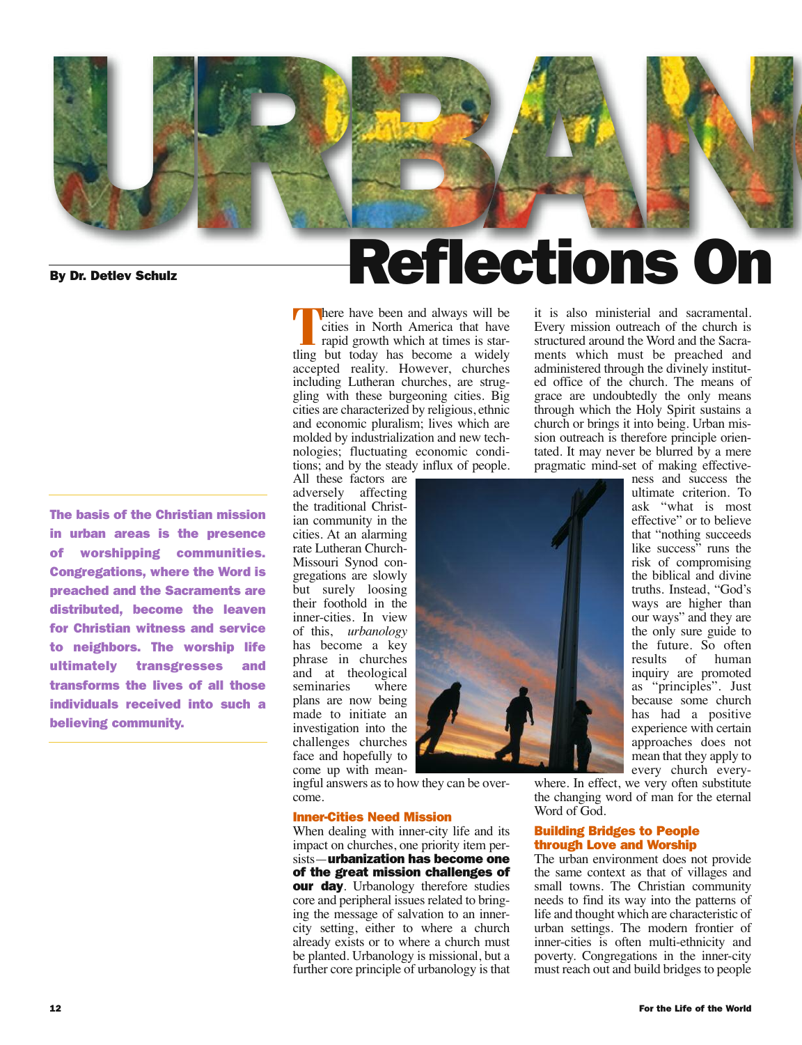# URBAN Reflections On

**By Dr. Detlev Schulz**

**The basis of the Christian mission in urban areas is the presence of worshipping communities. Congregations, where the Word is preached and the Sacraments are distributed, become the leaven for Christian witness and service to neighbors. The worship life ultimately transgresses and transforms the lives of all those individuals received into such a believing community.**

There have been and always will be cities in North America that have rapid growth which at times is startling but today has become a widely accepted reality. However, churches including Lutheran churches, are struggling with these burgeoning cities. Big cities are characterized by religious, ethnic and economic pluralism; lives which are molded by industrialization and new technologies; fluctuating economic conditions; and by the steady influx of people. All these factors are adversely affecting the traditional Christian community in the cities. At an alarming rate Lutheran Church-Missouri Synod congregations are slowly but surely loosing their foothold in the inner-cities. In view of this, *urbanology* has become a key phrase in churches and at theological seminaries where plans are now being made to initiate an investigation into the challenges churches face and hopefully to come up with meaningful answers as to how they can be overcome.

### Inner-Cities Need Mission

When dealing with inner-city life and its impact on churches, one priority item persists—**urbanization has become one of the great mission challenges of our day**. Urbanology therefore studies core and peripheral issues related to bringing the message of salvation to an inner-city setting, either to where a church already exists or to where a church must be planted. Urbanology is missional, but a further core principle of urbanology is that it is also ministerial and sacramental. Every mission outreach of the church is structured around the Word and the Sacraments which must be preached and administered through the divinely instituted office of the church. The means of grace are undoubtedly the only means through which the Holy Spirit sustains a church or brings it into being. Urban mission outreach is therefore principle orientated. It may never be blurred by a mere pragmatic mind-set of making effectiveness and success the ultimate criterion. To ask "what is most effective" or to believe that "nothing succeeds like success" runs the risk of compromising the biblical and divine truths. Instead, "God's ways are higher than our ways" and they are the only sure guide to the future. So often results of human inquiry are promoted as "principles". Just because some church has had a positive experience with certain approaches does not mean that they apply to every church everywhere. In effect, we very often substitute the changing word of man for the eternal Word of God.

### Building Bridges to People through Love and Worship

The urban environment does not provide the same context as that of villages and small towns. The Christian community needs to find its way into the patterns of life and thought which are characteristic of urban settings. The modern frontier of inner-cities is often multi-ethnicity and poverty. Congregations in the inner-city must reach out and build bridges to people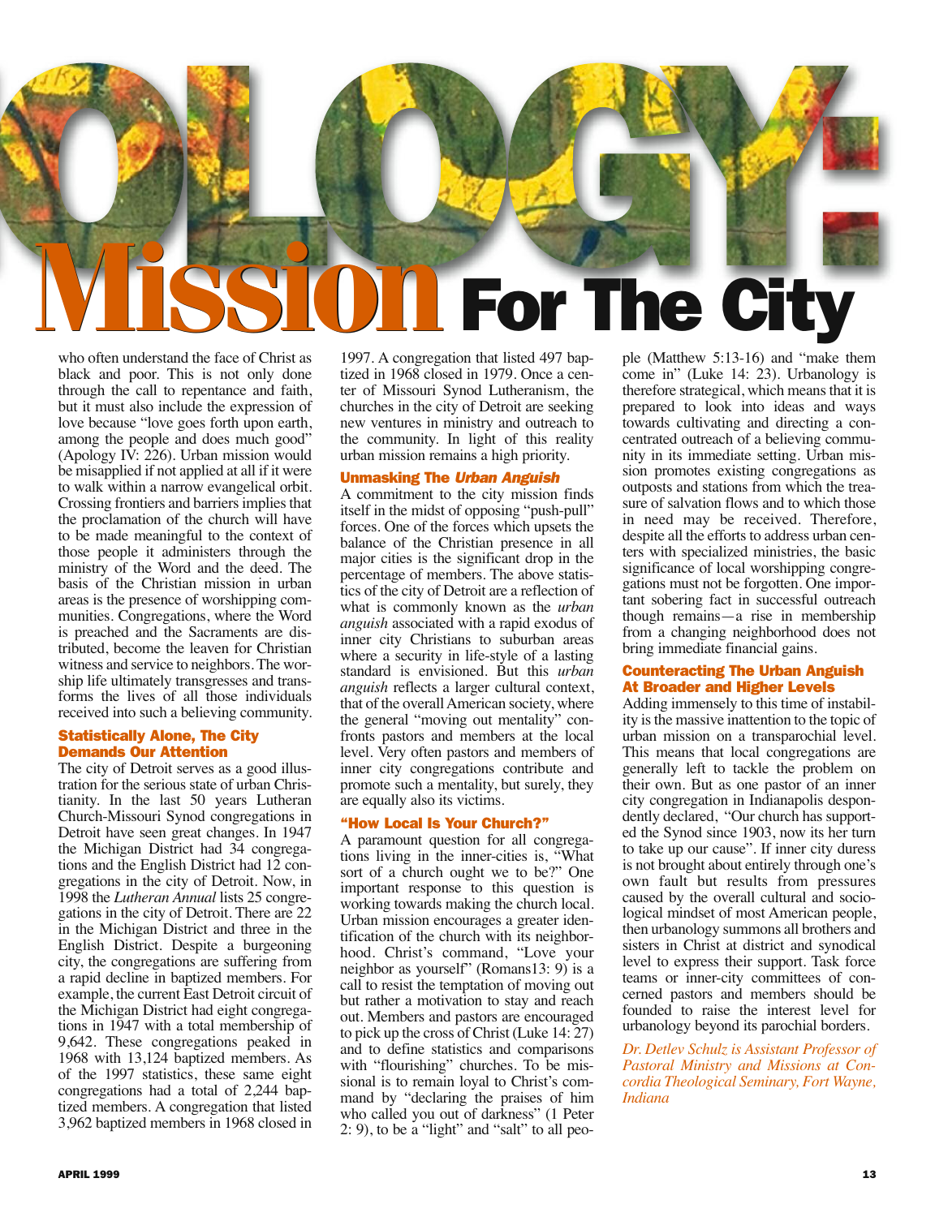# OLOGY: Mission For The City

who often understand the face of Christ as black and poor. This is not only done through the call to repentance and faith, but it must also include the expression of love because "love goes forth upon earth, among the people and does much good" (Apology IV: 226). Urban mission would be misapplied if not applied at all if it were to walk within a narrow evangelical orbit. Crossing frontiers and barriers implies that the proclamation of the church will have to be made meaningful to the context of those people it administers through the ministry of the Word and the deed. The basis of the Christian mission in urban areas is the presence of worshipping communities. Congregations, where the Word is preached and the Sacraments are distributed, become the leaven for Christian witness and service to neighbors. The worship life ultimately transgresses and transforms the lives of all those individuals received into such a believing community.

### Statistically Alone, The City Demands Our Attention

The city of Detroit serves as a good illustration for the serious state of urban Christianity. In the last 50 years Lutheran Church-Missouri Synod congregations in Detroit have seen great changes. In 1947 the Michigan District had 34 congregations and the English District had 12 congregations in the city of Detroit. Now, in 1998 the *Lutheran Annual* lists 25 congregations in the city of Detroit. There are 22 in the Michigan District and three in the English District. Despite a burgeoning city, the congregations are suffering from a rapid decline in baptized members. For example, the current East Detroit circuit of the Michigan District had eight congregations in 1947 with a total membership of 9,642. These congregations peaked in 1968 with 13,124 baptized members. As of the 1997 statistics, these same eight congregations had a total of 2,244 baptized members. A congregation that listed 3,962 baptized members in 1968 closed in 1997. A congregation that listed 497 baptized in 1968 closed in 1979. Once a center of Missouri Synod Lutheranism, the churches in the city of Detroit are seeking new ventures in ministry and outreach to the community. In light of this reality urban mission remains a high priority.

### Unmasking The *Urban Anguish*

A commitment to the city mission finds itself in the midst of opposing "push-pull" forces. One of the forces which upsets the balance of the Christian presence in all major cities is the significant drop in the percentage of members. The above statistics of the city of Detroit are a reflection of what is commonly known as the *urban anguish* associated with a rapid exodus of inner city Christians to suburban areas where a security in life-style of a lasting standard is envisioned. But this *urban anguish* reflects a larger cultural context, that of the overall American society, where the general "moving out mentality" confronts pastors and members at the local level. Very often pastors and members of inner city congregations contribute and promote such a mentality, but surely, they are equally also its victims.

### "How Local Is Your Church?"

A paramount question for all congregations living in the inner-cities is, "What sort of a church ought we to be?" One important response to this question is working towards making the church local. Urban mission encourages a greater identification of the church with its neighborhood. Christ's command, "Love your neighbor as yourself" (Romans13: 9) is a call to resist the temptation of moving out but rather a motivation to stay and reach out. Members and pastors are encouraged to pick up the cross of Christ (Luke 14: 27) and to define statistics and comparisons with "flourishing" churches. To be missional is to remain loyal to Christ's command by "declaring the praises of him who called you out of darkness" (1 Peter 2: 9), to be a "light" and "salt" to all people (Matthew 5:13-16) and "make them come in" (Luke 14: 23). Urbanology is therefore strategical, which means that it is prepared to look into ideas and ways towards cultivating and directing a concentrated outreach of a believing community in its immediate setting. Urban mission promotes existing congregations as outposts and stations from which the treasure of salvation flows and to which those in need may be received. Therefore, despite all the efforts to address urban centers with specialized ministries, the basic significance of local worshipping congregations must not be forgotten. One important sobering fact in successful outreach though remains—a rise in membership from a changing neighborhood does not bring immediate financial gains.

### Counteracting The Urban Anguish At Broader and Higher Levels

Adding immensely to this time of instability is the massive inattention to the topic of urban mission on a transparochial level. This means that local congregations are generally left to tackle the problem on their own. But as one pastor of an inner city congregation in Indianapolis despondently declared, "Our church has supported the Synod since 1903, now its her turn to take up our cause". If inner city duress is not brought about entirely through one's own fault but results from pressures caused by the overall cultural and sociological mindset of most American people, then urbanology summons all brothers and sisters in Christ at district and synodical level to express their support. Task force teams or inner-city committees of concerned pastors and members should be founded to raise the interest level for urbanology beyond its parochial borders.

*Dr. Detlev Schulz is Assistant Professor of Pastoral Ministry and Missions at Concordia Theological Seminary, Fort Wayne, Indiana*